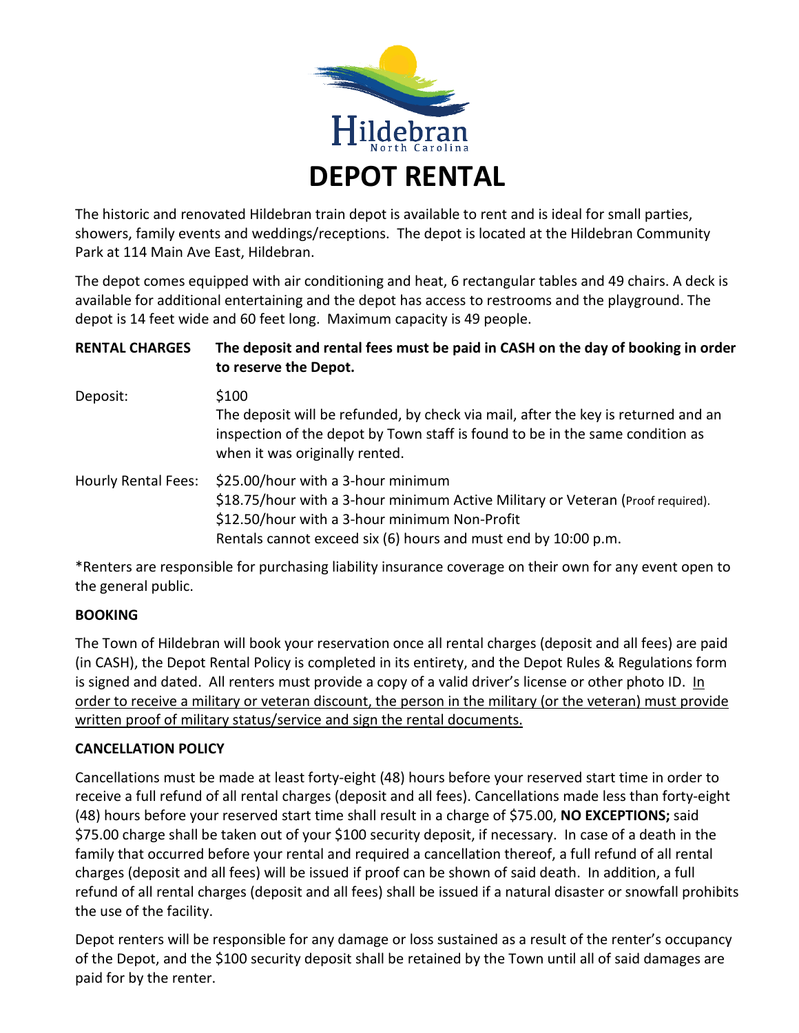Hildebran
North Carolina

# DEPOT RENTAL

The historic and renovated Hildebran train depot is available to rent and is ideal for small parties, showers, family events and weddings/receptions. The depot is located at the Hildebran Community Park at 114 Main Ave East, Hildebran.

The depot comes equipped with air conditioning and heat, 6 rectangular tables and 49 chairs. A deck is available for additional entertaining and the depot has access to restrooms and the playground. The depot is 14 feet wide and 60 feet long. Maximum capacity is 49 people.

**RENTAL CHARGES** **The deposit and rental fees must be paid in CASH on the day of booking in order to reserve the Depot.**

Deposit: $100
The deposit will be refunded, by check via mail, after the key is returned and an inspection of the depot by Town staff is found to be in the same condition as when it was originally rented.

Hourly Rental Fees: $25.00/hour with a 3-hour minimum
$18.75/hour with a 3-hour minimum Active Military or Veteran (Proof required).
$12.50/hour with a 3-hour minimum Non-Profit
Rentals cannot exceed six (6) hours and must end by 10:00 p.m.

*Renters are responsible for purchasing liability insurance coverage on their own for any event open to the general public.

**BOOKING**

The Town of Hildebran will book your reservation once all rental charges (deposit and all fees) are paid (in CASH), the Depot Rental Policy is completed in its entirety, and the Depot Rules & Regulations form is signed and dated. All renters must provide a copy of a valid driver's license or other photo ID. <u>In order to receive a military or veteran discount, the person in the military (or the veteran) must provide written proof of military status/service and sign the rental documents.</u>

**CANCELLATION POLICY**

Cancellations must be made at least forty-eight (48) hours before your reserved start time in order to receive a full refund of all rental charges (deposit and all fees). Cancellations made less than forty-eight (48) hours before your reserved start time shall result in a charge of $75.00, **NO EXCEPTIONS;** said $75.00 charge shall be taken out of your $100 security deposit, if necessary. In case of a death in the family that occurred before your rental and required a cancellation thereof, a full refund of all rental charges (deposit and all fees) will be issued if proof can be shown of said death. In addition, a full refund of all rental charges (deposit and all fees) shall be issued if a natural disaster or snowfall prohibits the use of the facility.

Depot renters will be responsible for any damage or loss sustained as a result of the renter's occupancy of the Depot, and the $100 security deposit shall be retained by the Town until all of said damages are paid for by the renter.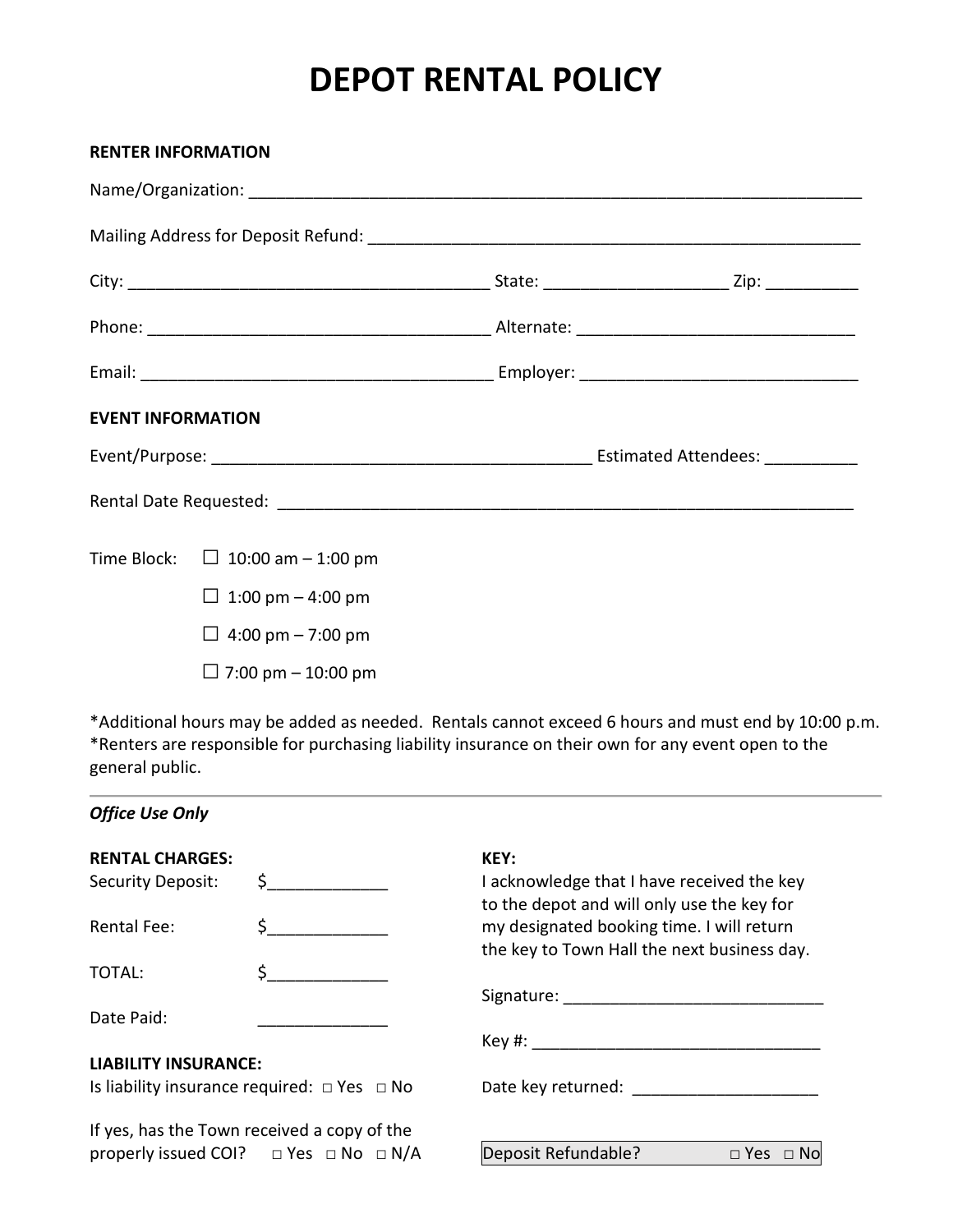# DEPOT RENTAL POLICY

**RENTER INFORMATION**

Name/Organization: ______________________________________________________________________

Mailing Address for Deposit Refund: _______________________________________________________

City: ________________________________________ State: ____________________ Zip: __________

Phone: _____________________________________ Alternate: ______________________________

Email: ______________________________________ Employer: ______________________________

**EVENT INFORMATION**

Event/Purpose: __________________________________________ Estimated Attendees: __________

Rental Date Requested: _________________________________________________________________

Time Block:
- ☐ 10:00 am – 1:00 pm
- ☐ 1:00 pm – 4:00 pm
- ☐ 4:00 pm – 7:00 pm
- ☐ 7:00 pm – 10:00 pm

*Additional hours may be added as needed. Rentals cannot exceed 6 hours and must end by 10:00 p.m.
*Renters are responsible for purchasing liability insurance on their own for any event open to the general public.

---

***Office Use Only***

**RENTAL CHARGES:**

Security Deposit: $_____________

Rental Fee: $_____________

TOTAL: $_____________

Date Paid: ______________

**LIABILITY INSURANCE:**

Is liability insurance required: □ Yes □ No

If yes, has the Town received a copy of the properly issued COI? □ Yes □ No □ N/A

**KEY:**

I acknowledge that I have received the key to the depot and will only use the key for my designated booking time. I will return the key to Town Hall the next business day.

Signature: ____________________________

Key #: ________________________________

Date key returned: ____________________

Deposit Refundable? □ Yes □ No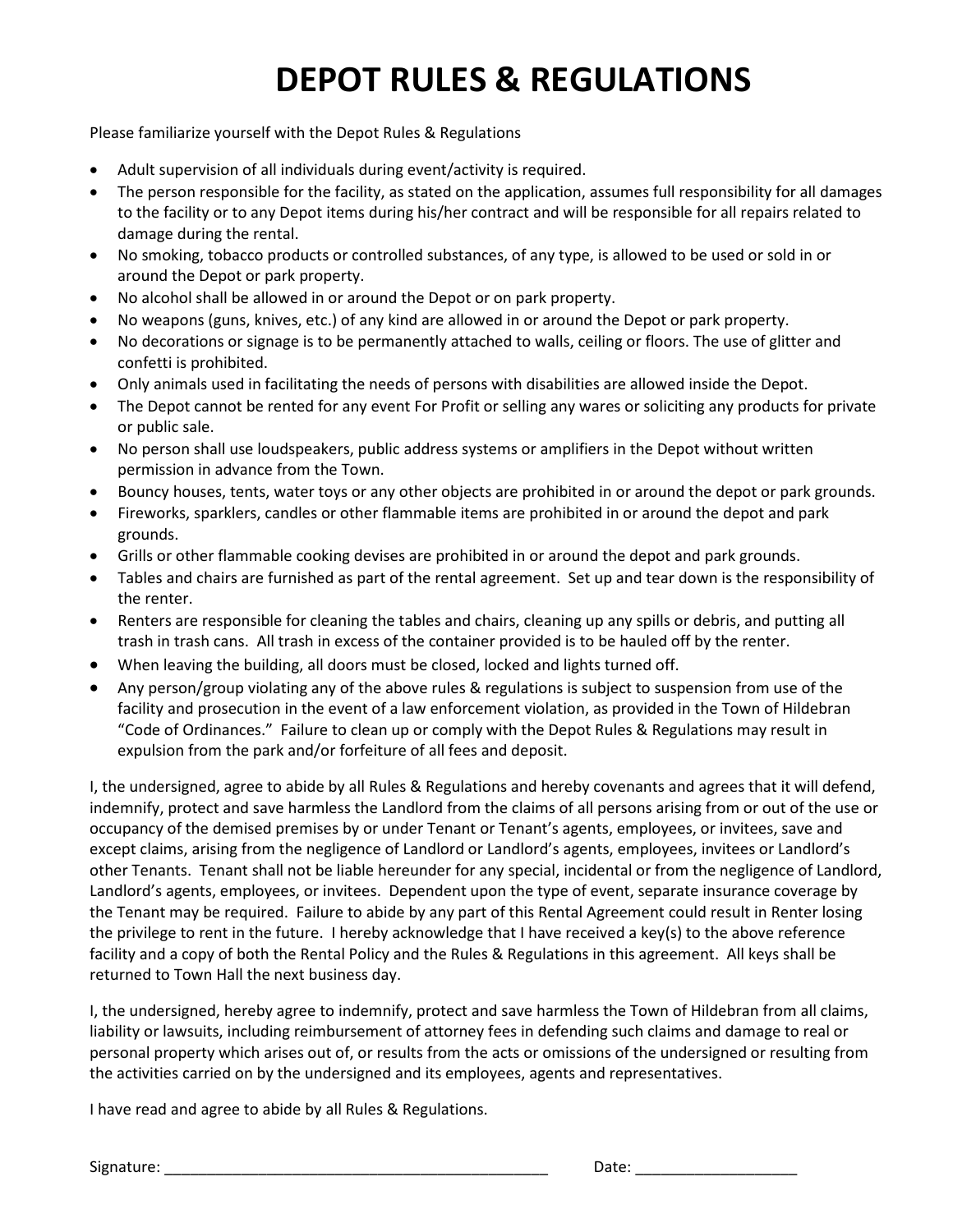# DEPOT RULES & REGULATIONS

Please familiarize yourself with the Depot Rules & Regulations

- Adult supervision of all individuals during event/activity is required.
- The person responsible for the facility, as stated on the application, assumes full responsibility for all damages to the facility or to any Depot items during his/her contract and will be responsible for all repairs related to damage during the rental.
- No smoking, tobacco products or controlled substances, of any type, is allowed to be used or sold in or around the Depot or park property.
- No alcohol shall be allowed in or around the Depot or on park property.
- No weapons (guns, knives, etc.) of any kind are allowed in or around the Depot or park property.
- No decorations or signage is to be permanently attached to walls, ceiling or floors. The use of glitter and confetti is prohibited.
- Only animals used in facilitating the needs of persons with disabilities are allowed inside the Depot.
- The Depot cannot be rented for any event For Profit or selling any wares or soliciting any products for private or public sale.
- No person shall use loudspeakers, public address systems or amplifiers in the Depot without written permission in advance from the Town.
- Bouncy houses, tents, water toys or any other objects are prohibited in or around the depot or park grounds.
- Fireworks, sparklers, candles or other flammable items are prohibited in or around the depot and park grounds.
- Grills or other flammable cooking devises are prohibited in or around the depot and park grounds.
- Tables and chairs are furnished as part of the rental agreement. Set up and tear down is the responsibility of the renter.
- Renters are responsible for cleaning the tables and chairs, cleaning up any spills or debris, and putting all trash in trash cans. All trash in excess of the container provided is to be hauled off by the renter.
- When leaving the building, all doors must be closed, locked and lights turned off.
- Any person/group violating any of the above rules & regulations is subject to suspension from use of the facility and prosecution in the event of a law enforcement violation, as provided in the Town of Hildebran "Code of Ordinances." Failure to clean up or comply with the Depot Rules & Regulations may result in expulsion from the park and/or forfeiture of all fees and deposit.

I, the undersigned, agree to abide by all Rules & Regulations and hereby covenants and agrees that it will defend, indemnify, protect and save harmless the Landlord from the claims of all persons arising from or out of the use or occupancy of the demised premises by or under Tenant or Tenant's agents, employees, or invitees, save and except claims, arising from the negligence of Landlord or Landlord's agents, employees, invitees or Landlord's other Tenants. Tenant shall not be liable hereunder for any special, incidental or from the negligence of Landlord, Landlord's agents, employees, or invitees. Dependent upon the type of event, separate insurance coverage by the Tenant may be required. Failure to abide by any part of this Rental Agreement could result in Renter losing the privilege to rent in the future. I hereby acknowledge that I have received a key(s) to the above reference facility and a copy of both the Rental Policy and the Rules & Regulations in this agreement. All keys shall be returned to Town Hall the next business day.

I, the undersigned, hereby agree to indemnify, protect and save harmless the Town of Hildebran from all claims, liability or lawsuits, including reimbursement of attorney fees in defending such claims and damage to real or personal property which arises out of, or results from the acts or omissions of the undersigned or resulting from the activities carried on by the undersigned and its employees, agents and representatives.

I have read and agree to abide by all Rules & Regulations.

Signature: _______________________________________________ Date: ___________________